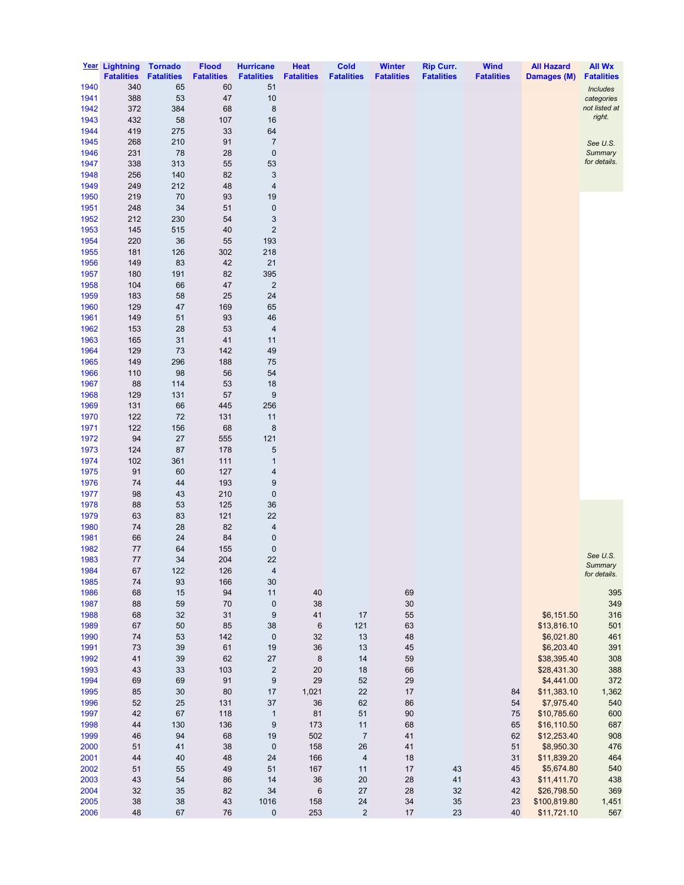| Year | Lightning Fatalities | Tornado Fatalities | Flood Fatalities | Hurricane Fatalities | Heat Fatalities | Cold Fatalities | Winter Fatalities | Rip Curr. Fatalities | Wind Fatalities | All Hazard Damages (M) | All Wx Fatalities |
|---|---|---|---|---|---|---|---|---|---|---|---|
| 1940 | 340 | 65 | 60 | 51 | | | | | | | *Includes categories not listed at right.* *See U.S. Summary for details.* |
| 1941 | 388 | 53 | 47 | 10 | | | | | | | |
| 1942 | 372 | 384 | 68 | 8 | | | | | | | |
| 1943 | 432 | 58 | 107 | 16 | | | | | | | |
| 1944 | 419 | 275 | 33 | 64 | | | | | | | |
| 1945 | 268 | 210 | 91 | 7 | | | | | | | |
| 1946 | 231 | 78 | 28 | 0 | | | | | | | |
| 1947 | 338 | 313 | 55 | 53 | | | | | | | |
| 1948 | 256 | 140 | 82 | 3 | | | | | | | |
| 1949 | 249 | 212 | 48 | 4 | | | | | | | |
| 1950 | 219 | 70 | 93 | 19 | | | | | | | |
| 1951 | 248 | 34 | 51 | 0 | | | | | | | |
| 1952 | 212 | 230 | 54 | 3 | | | | | | | |
| 1953 | 145 | 515 | 40 | 2 | | | | | | | |
| 1954 | 220 | 36 | 55 | 193 | | | | | | | |
| 1955 | 181 | 126 | 302 | 218 | | | | | | | |
| 1956 | 149 | 83 | 42 | 21 | | | | | | | |
| 1957 | 180 | 191 | 82 | 395 | | | | | | | |
| 1958 | 104 | 66 | 47 | 2 | | | | | | | |
| 1959 | 183 | 58 | 25 | 24 | | | | | | | |
| 1960 | 129 | 47 | 169 | 65 | | | | | | | |
| 1961 | 149 | 51 | 93 | 46 | | | | | | | |
| 1962 | 153 | 28 | 53 | 4 | | | | | | | |
| 1963 | 165 | 31 | 41 | 11 | | | | | | | |
| 1964 | 129 | 73 | 142 | 49 | | | | | | | |
| 1965 | 149 | 296 | 188 | 75 | | | | | | | |
| 1966 | 110 | 98 | 56 | 54 | | | | | | | |
| 1967 | 88 | 114 | 53 | 18 | | | | | | | |
| 1968 | 129 | 131 | 57 | 9 | | | | | | | |
| 1969 | 131 | 66 | 445 | 256 | | | | | | | |
| 1970 | 122 | 72 | 131 | 11 | | | | | | | |
| 1971 | 122 | 156 | 68 | 8 | | | | | | | |
| 1972 | 94 | 27 | 555 | 121 | | | | | | | |
| 1973 | 124 | 87 | 178 | 5 | | | | | | | |
| 1974 | 102 | 361 | 111 | 1 | | | | | | | |
| 1975 | 91 | 60 | 127 | 4 | | | | | | | |
| 1976 | 74 | 44 | 193 | 9 | | | | | | | |
| 1977 | 98 | 43 | 210 | 0 | | | | | | | |
| 1978 | 88 | 53 | 125 | 36 | | | | | | | *See U.S. Summary for details.* |
| 1979 | 63 | 83 | 121 | 22 | | | | | | | |
| 1980 | 74 | 28 | 82 | 4 | | | | | | | |
| 1981 | 66 | 24 | 84 | 0 | | | | | | | |
| 1982 | 77 | 64 | 155 | 0 | | | | | | | |
| 1983 | 77 | 34 | 204 | 22 | | | | | | | |
| 1984 | 67 | 122 | 126 | 4 | | | | | | | |
| 1985 | 74 | 93 | 166 | 30 | | | | | | | |
| 1986 | 68 | 15 | 94 | 11 | 40 | | 69 | | | | 395 |
| 1987 | 88 | 59 | 70 | 0 | 38 | | 30 | | | | 349 |
| 1988 | 68 | 32 | 31 | 9 | 41 | 17 | 55 | | | $6,151.50 | 316 |
| 1989 | 67 | 50 | 85 | 38 | 6 | 121 | 63 | | | $13,816.10 | 501 |
| 1990 | 74 | 53 | 142 | 0 | 32 | 13 | 48 | | | $6,021.80 | 461 |
| 1991 | 73 | 39 | 61 | 19 | 36 | 13 | 45 | | | $6,203.40 | 391 |
| 1992 | 41 | 39 | 62 | 27 | 8 | 14 | 59 | | | $38,395.40 | 308 |
| 1993 | 43 | 33 | 103 | 2 | 20 | 18 | 66 | | | $28,431.30 | 388 |
| 1994 | 69 | 69 | 91 | 9 | 29 | 52 | 29 | | | $4,441.00 | 372 |
| 1995 | 85 | 30 | 80 | 17 | 1,021 | 22 | 17 | | 84 | $11,383.10 | 1,362 |
| 1996 | 52 | 25 | 131 | 37 | 36 | 62 | 86 | | 54 | $7,975.40 | 540 |
| 1997 | 42 | 67 | 118 | 1 | 81 | 51 | 90 | | 75 | $10,785.60 | 600 |
| 1998 | 44 | 130 | 136 | 9 | 173 | 11 | 68 | | 65 | $16,110.50 | 687 |
| 1999 | 46 | 94 | 68 | 19 | 502 | 7 | 41 | | 62 | $12,253.40 | 908 |
| 2000 | 51 | 41 | 38 | 0 | 158 | 26 | 41 | | 51 | $8,950.30 | 476 |
| 2001 | 44 | 40 | 48 | 24 | 166 | 4 | 18 | | 31 | $11,839.20 | 464 |
| 2002 | 51 | 55 | 49 | 51 | 167 | 11 | 17 | 43 | 45 | $5,674.80 | 540 |
| 2003 | 43 | 54 | 86 | 14 | 36 | 20 | 28 | 41 | 43 | $11,411.70 | 438 |
| 2004 | 32 | 35 | 82 | 34 | 6 | 27 | 28 | 32 | 42 | $26,798.50 | 369 |
| 2005 | 38 | 38 | 43 | 1016 | 158 | 24 | 34 | 35 | 23 | $100,819.80 | 1,451 |
| 2006 | 48 | 67 | 76 | 0 | 253 | 2 | 17 | 23 | 40 | $11,721.10 | 567 |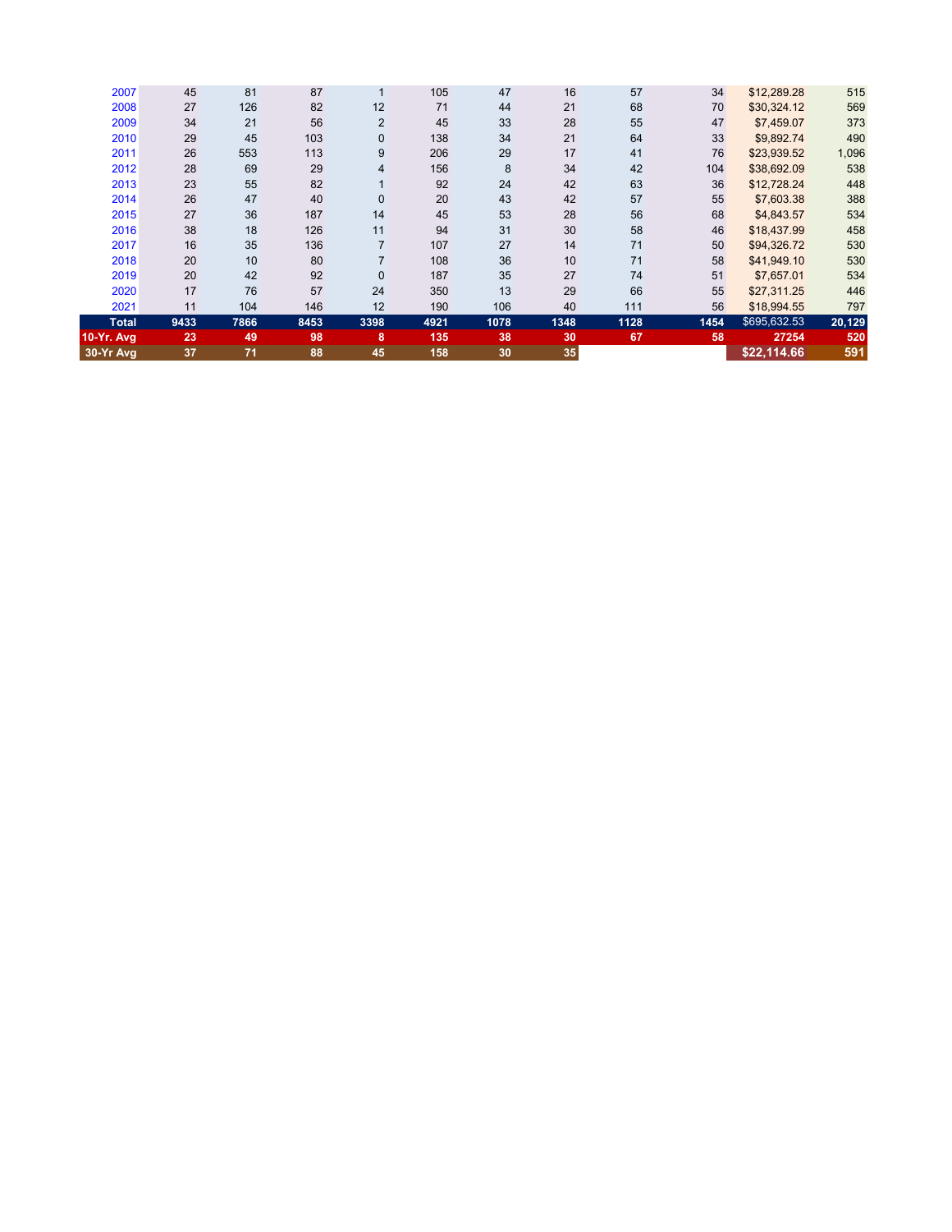| | | | | | | | | | | | |
|---|---|---|---|---|---|---|---|---|---|---|---|
| 2007 | 45 | 81 | 87 | 1 | 105 | 47 | 16 | 57 | 34 | $12,289.28 | 515 |
| 2008 | 27 | 126 | 82 | 12 | 71 | 44 | 21 | 68 | 70 | $30,324.12 | 569 |
| 2009 | 34 | 21 | 56 | 2 | 45 | 33 | 28 | 55 | 47 | $7,459.07 | 373 |
| 2010 | 29 | 45 | 103 | 0 | 138 | 34 | 21 | 64 | 33 | $9,892.74 | 490 |
| 2011 | 26 | 553 | 113 | 9 | 206 | 29 | 17 | 41 | 76 | $23,939.52 | 1,096 |
| 2012 | 28 | 69 | 29 | 4 | 156 | 8 | 34 | 42 | 104 | $38,692.09 | 538 |
| 2013 | 23 | 55 | 82 | 1 | 92 | 24 | 42 | 63 | 36 | $12,728.24 | 448 |
| 2014 | 26 | 47 | 40 | 0 | 20 | 43 | 42 | 57 | 55 | $7,603.38 | 388 |
| 2015 | 27 | 36 | 187 | 14 | 45 | 53 | 28 | 56 | 68 | $4,843.57 | 534 |
| 2016 | 38 | 18 | 126 | 11 | 94 | 31 | 30 | 58 | 46 | $18,437.99 | 458 |
| 2017 | 16 | 35 | 136 | 7 | 107 | 27 | 14 | 71 | 50 | $94,326.72 | 530 |
| 2018 | 20 | 10 | 80 | 7 | 108 | 36 | 10 | 71 | 58 | $41,949.10 | 530 |
| 2019 | 20 | 42 | 92 | 0 | 187 | 35 | 27 | 74 | 51 | $7,657.01 | 534 |
| 2020 | 17 | 76 | 57 | 24 | 350 | 13 | 29 | 66 | 55 | $27,311.25 | 446 |
| 2021 | 11 | 104 | 146 | 12 | 190 | 106 | 40 | 111 | 56 | $18,994.55 | 797 |
| **Total** | **9433** | **7866** | **8453** | **3398** | **4921** | **1078** | **1348** | **1128** | **1454** | $695,632.53 | **20,129** |
| **10-Yr. Avg** | **23** | **49** | **98** | **8** | **135** | **38** | **30** | **67** | **58** | **27254** | **520** |
| **30-Yr Avg** | **37** | **71** | **88** | **45** | **158** | **30** | **35** | | | **$22,114.66** | **591** |